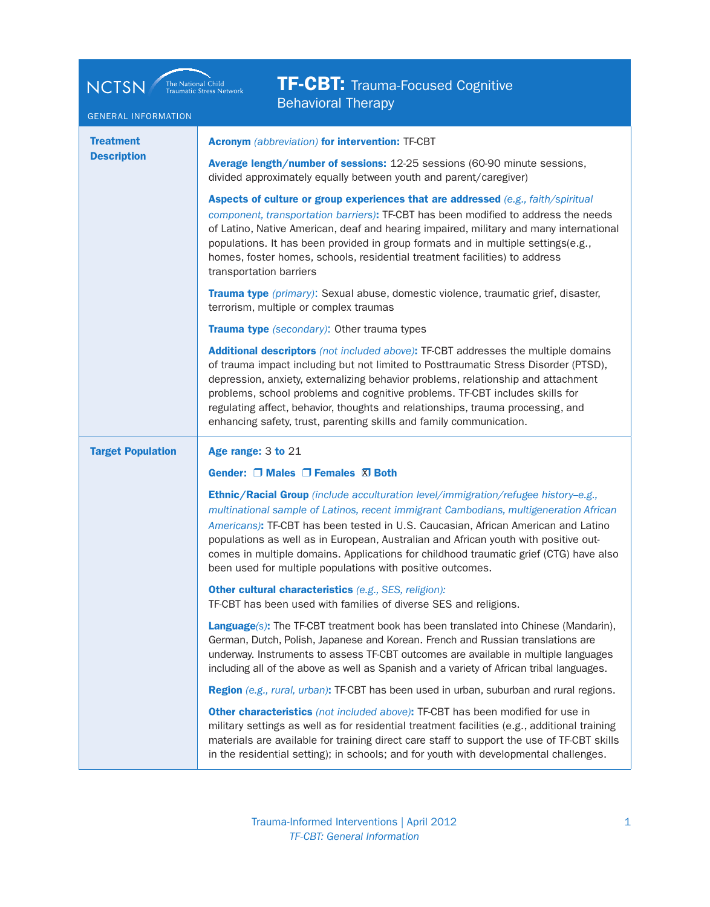NCTSN The National Child Traumatic Stress Network

GENERAL INFORMATION

# TF-CBT: Trauma-Focused Cognitive Behavioral Therapy

## Treatment Description

**Acronym** *(abbreviation)* **for intervention:** TF-CBT

**Average length/number of sessions:** 12-25 sessions (60-90 minute sessions, divided approximately equally between youth and parent/caregiver)

**Aspects of culture or group experiences that are addressed** *(e.g., faith/spiritual component, transportation barriers)***:** TF-CBT has been modified to address the needs of Latino, Native American, deaf and hearing impaired, military and many international populations. It has been provided in group formats and in multiple settings(e.g., homes, foster homes, schools, residential treatment facilities) to address transportation barriers

**Trauma type** *(primary)*: Sexual abuse, domestic violence, traumatic grief, disaster, terrorism, multiple or complex traumas

**Trauma type** *(secondary)*: Other trauma types

**Additional descriptors** *(not included above)***:** TF-CBT addresses the multiple domains of trauma impact including but not limited to Posttraumatic Stress Disorder (PTSD), depression, anxiety, externalizing behavior problems, relationship and attachment problems, school problems and cognitive problems. TF-CBT includes skills for regulating affect, behavior, thoughts and relationships, trauma processing, and enhancing safety, trust, parenting skills and family communication.

## Target Population

**Age range:** 3 **to** 21

**Gender:** ❐ Males ❐ Females ☒ Both

**Ethnic/Racial Group** *(include acculturation level/immigration/refugee history–e.g., multinational sample of Latinos, recent immigrant Cambodians, multigeneration African Americans)***:** TF-CBT has been tested in U.S. Caucasian, African American and Latino populations as well as in European, Australian and African youth with positive outcomes in multiple domains. Applications for childhood traumatic grief (CTG) have also been used for multiple populations with positive outcomes.

**Other cultural characteristics** *(e.g., SES, religion):*
TF-CBT has been used with families of diverse SES and religions.

**Language***(s)***:** The TF-CBT treatment book has been translated into Chinese (Mandarin), German, Dutch, Polish, Japanese and Korean. French and Russian translations are underway. Instruments to assess TF-CBT outcomes are available in multiple languages including all of the above as well as Spanish and a variety of African tribal languages.

**Region** *(e.g., rural, urban)***:** TF-CBT has been used in urban, suburban and rural regions.

**Other characteristics** *(not included above)***:** TF-CBT has been modified for use in military settings as well as for residential treatment facilities (e.g., additional training materials are available for training direct care staff to support the use of TF-CBT skills in the residential setting); in schools; and for youth with developmental challenges.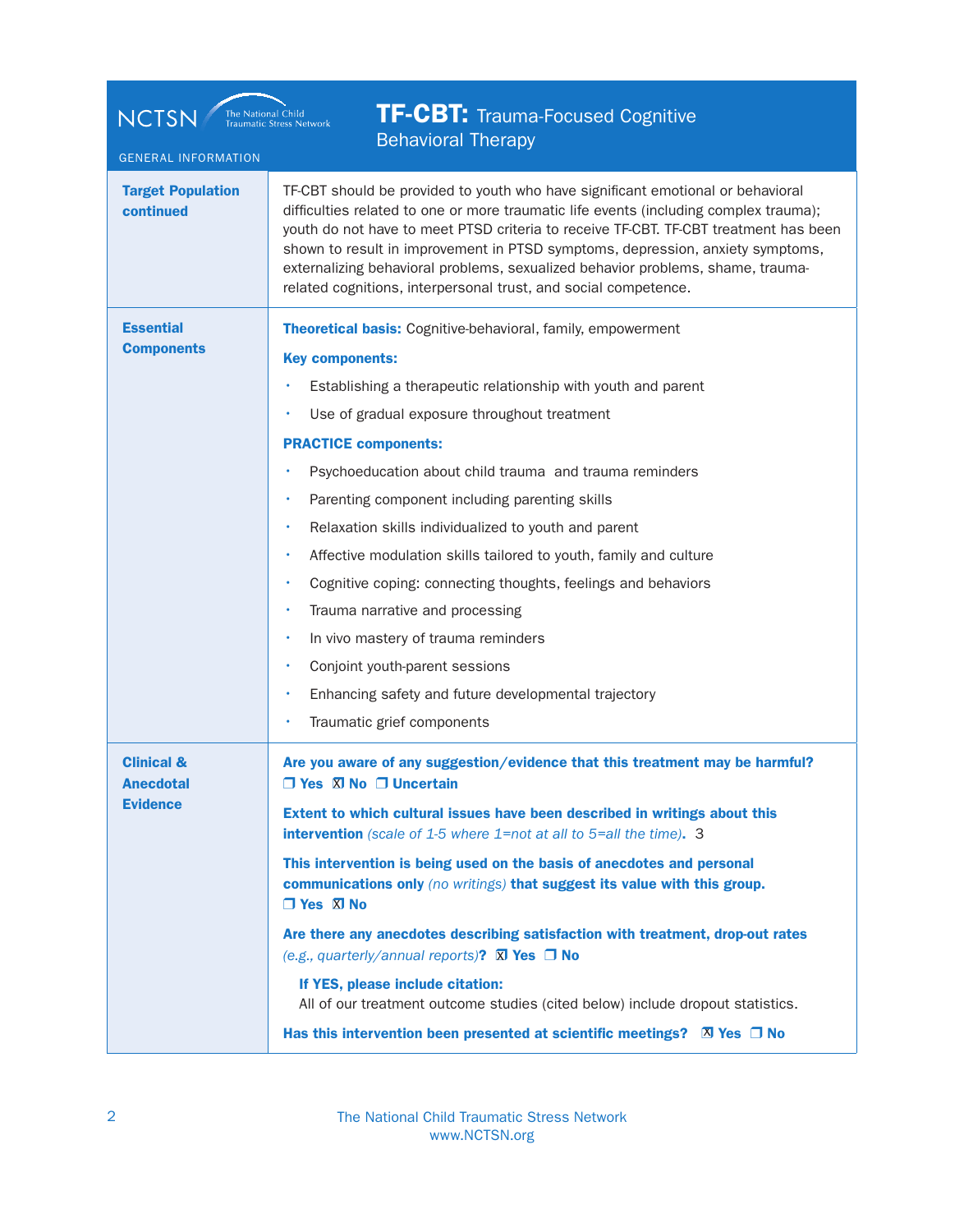# TF-CBT: Trauma-Focused Cognitive Behavioral Therapy

GENERAL INFORMATION

| | |
|---|---|
| **Target Population continued** | TF-CBT should be provided to youth who have significant emotional or behavioral difficulties related to one or more traumatic life events (including complex trauma); youth do not have to meet PTSD criteria to receive TF-CBT. TF-CBT treatment has been shown to result in improvement in PTSD symptoms, depression, anxiety symptoms, externalizing behavioral problems, sexualized behavior problems, shame, trauma-related cognitions, interpersonal trust, and social competence. |
| **Essential Components** | **Theoretical basis:** Cognitive-behavioral, family, empowerment<br><br>**Key components:**<br>• Establishing a therapeutic relationship with youth and parent<br>• Use of gradual exposure throughout treatment<br><br>**PRACTICE components:**<br>• Psychoeducation about child trauma and trauma reminders<br>• Parenting component including parenting skills<br>• Relaxation skills individualized to youth and parent<br>• Affective modulation skills tailored to youth, family and culture<br>• Cognitive coping: connecting thoughts, feelings and behaviors<br>• Trauma narrative and processing<br>• In vivo mastery of trauma reminders<br>• Conjoint youth-parent sessions<br>• Enhancing safety and future developmental trajectory<br>• Traumatic grief components |
| **Clinical & Anecdotal Evidence** | **Are you aware of any suggestion/evidence that this treatment may be harmful?**<br>❒ Yes ☒ No ❒ Uncertain<br><br>**Extent to which cultural issues have been described in writings about this intervention** *(scale of 1-5 where 1=not at all to 5=all the time)*. 3<br><br>**This intervention is being used on the basis of anecdotes and personal communications only** *(no writings)* **that suggest its value with this group.**<br>❒ Yes ☒ No<br><br>**Are there any anecdotes describing satisfaction with treatment, drop-out rates** *(e.g., quarterly/annual reports)***?** ☒ Yes ❒ No<br><br>**If YES, please include citation:**<br>All of our treatment outcome studies (cited below) include dropout statistics.<br><br>**Has this intervention been presented at scientific meetings?** ☒ Yes ❒ No |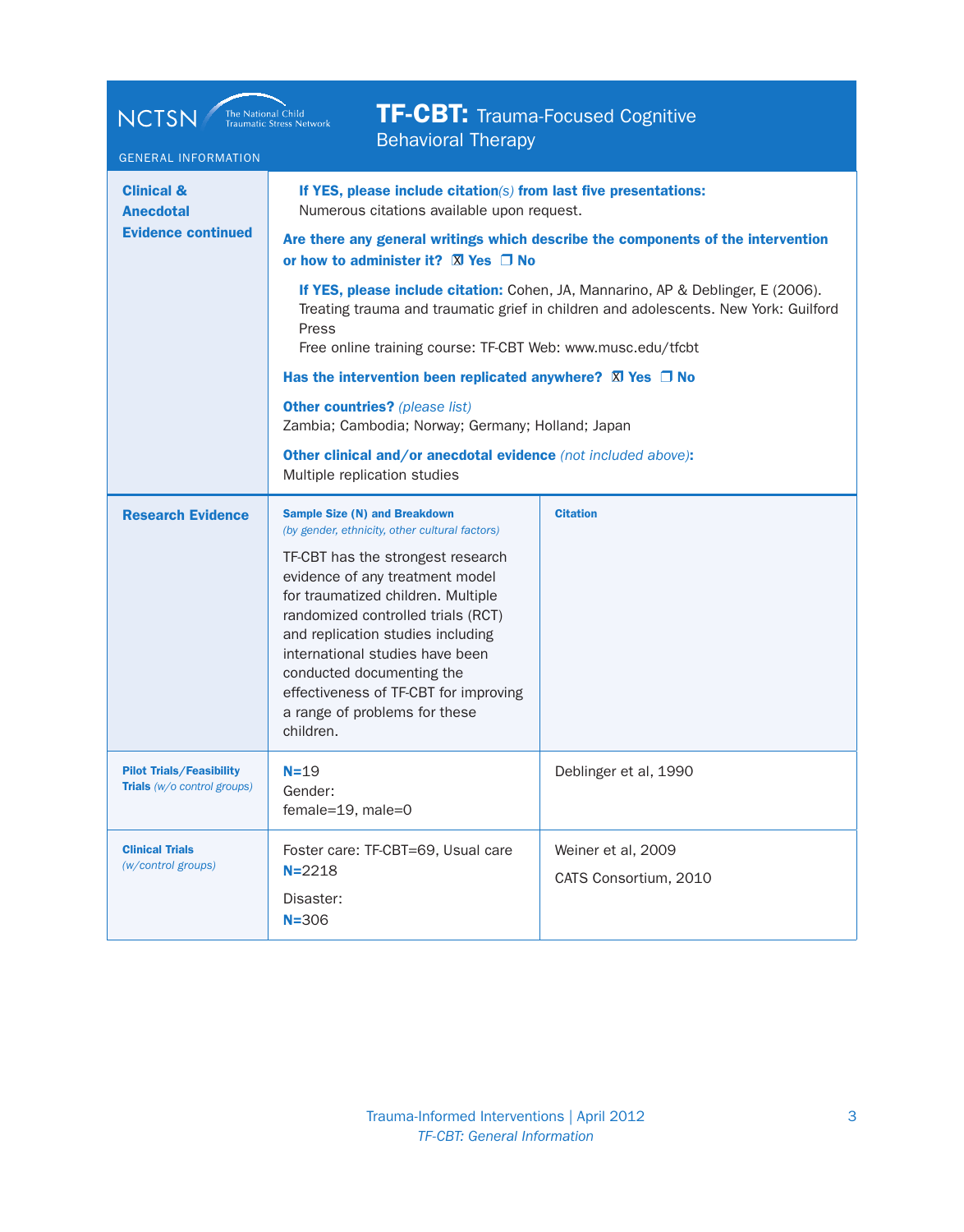# TF-CBT: Trauma-Focused Cognitive Behavioral Therapy

GENERAL INFORMATION

## Clinical & Anecdotal Evidence continued

**If YES, please include citation(s) from last five presentations:**
Numerous citations available upon request.

**Are there any general writings which describe the components of the intervention or how to administer it?** ☒ Yes ☐ No

**If YES, please include citation:** Cohen, JA, Mannarino, AP & Deblinger, E (2006). Treating trauma and traumatic grief in children and adolescents. New York: Guilford Press
Free online training course: TF-CBT Web: www.musc.edu/tfcbt

**Has the intervention been replicated anywhere?** ☒ Yes ☐ No

**Other countries?** *(please list)*
Zambia; Cambodia; Norway; Germany; Holland; Japan

**Other clinical and/or anecdotal evidence** *(not included above)***:**
Multiple replication studies

## Research Evidence

| | Sample Size (N) and Breakdown *(by gender, ethnicity, other cultural factors)* | Citation |
|---|---|---|
| **Research Evidence** | TF-CBT has the strongest research evidence of any treatment model for traumatized children. Multiple randomized controlled trials (RCT) and replication studies including international studies have been conducted documenting the effectiveness of TF-CBT for improving a range of problems for these children. | |
| **Pilot Trials/Feasibility Trials** *(w/o control groups)* | **N**=19<br>Gender:<br>female=19, male=0 | Deblinger et al, 1990 |
| **Clinical Trials** *(w/control groups)* | Foster care: TF-CBT=69, Usual care **N**=2218<br>Disaster:<br>**N**=306 | Weiner et al, 2009<br>CATS Consortium, 2010 |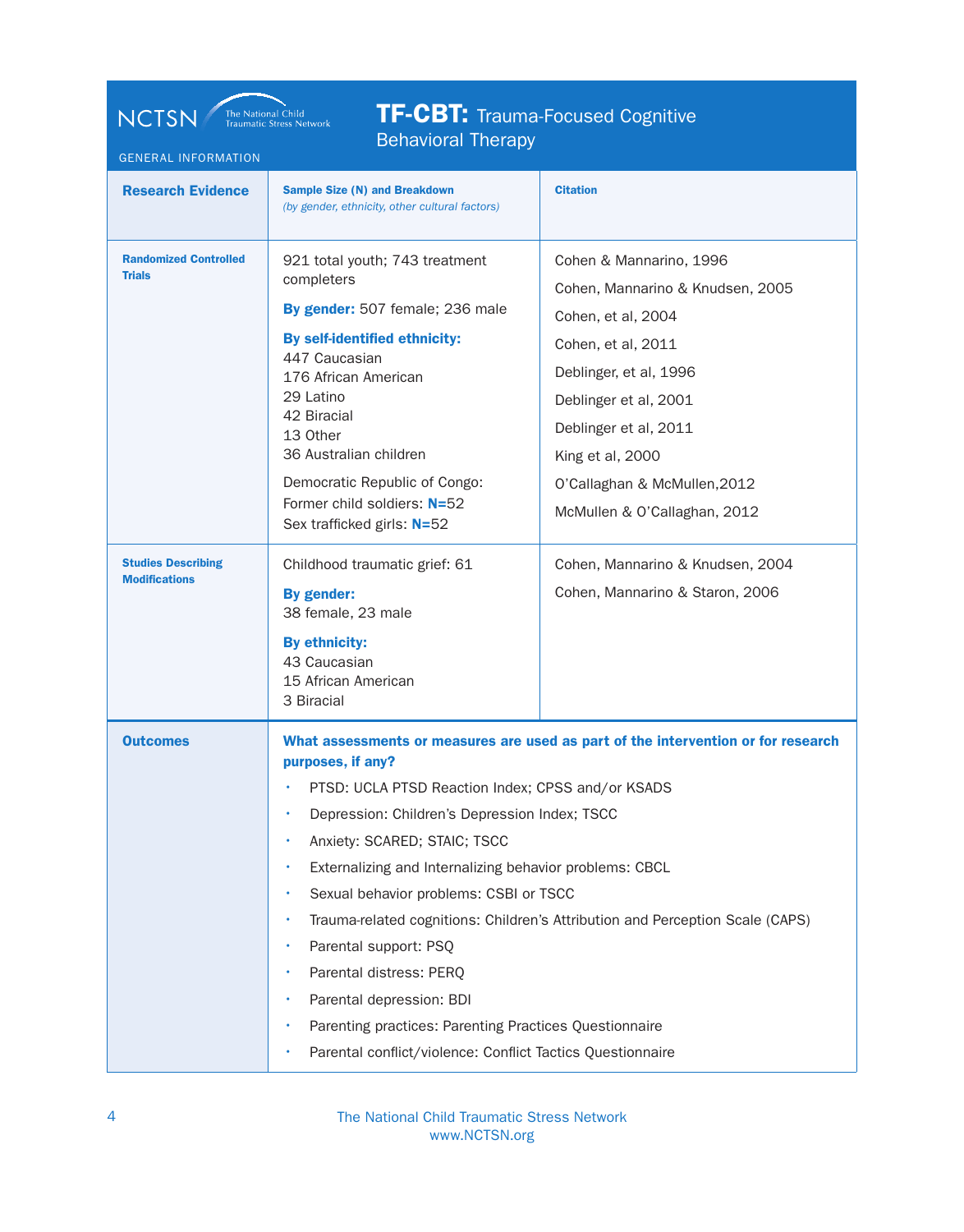# TF-CBT: Trauma-Focused Cognitive Behavioral Therapy

GENERAL INFORMATION

| Research Evidence | Sample Size (N) and Breakdown *(by gender, ethnicity, other cultural factors)* | Citation |
|---|---|---|
| **Randomized Controlled Trials** | 921 total youth; 743 treatment completers<br>**By gender:** 507 female; 236 male<br>**By self-identified ethnicity:**<br>447 Caucasian<br>176 African American<br>29 Latino<br>42 Biracial<br>13 Other<br>36 Australian children<br>Democratic Republic of Congo:<br>Former child soldiers: **N=**52<br>Sex trafficked girls: **N=**52 | Cohen & Mannarino, 1996<br>Cohen, Mannarino & Knudsen, 2005<br>Cohen, et al, 2004<br>Cohen, et al, 2011<br>Deblinger, et al, 1996<br>Deblinger et al, 2001<br>Deblinger et al, 2011<br>King et al, 2000<br>O'Callaghan & McMullen,2012<br>McMullen & O'Callaghan, 2012 |
| **Studies Describing Modifications** | Childhood traumatic grief: 61<br>**By gender:**<br>38 female, 23 male<br>**By ethnicity:**<br>43 Caucasian<br>15 African American<br>3 Biracial | Cohen, Mannarino & Knudsen, 2004<br>Cohen, Mannarino & Staron, 2006 |

## Outcomes

**What assessments or measures are used as part of the intervention or for research purposes, if any?**

- PTSD: UCLA PTSD Reaction Index; CPSS and/or KSADS
- Depression: Children's Depression Index; TSCC
- Anxiety: SCARED; STAIC; TSCC
- Externalizing and Internalizing behavior problems: CBCL
- Sexual behavior problems: CSBI or TSCC
- Trauma-related cognitions: Children's Attribution and Perception Scale (CAPS)
- Parental support: PSQ
- Parental distress: PERQ
- Parental depression: BDI
- Parenting practices: Parenting Practices Questionnaire
- Parental conflict/violence: Conflict Tactics Questionnaire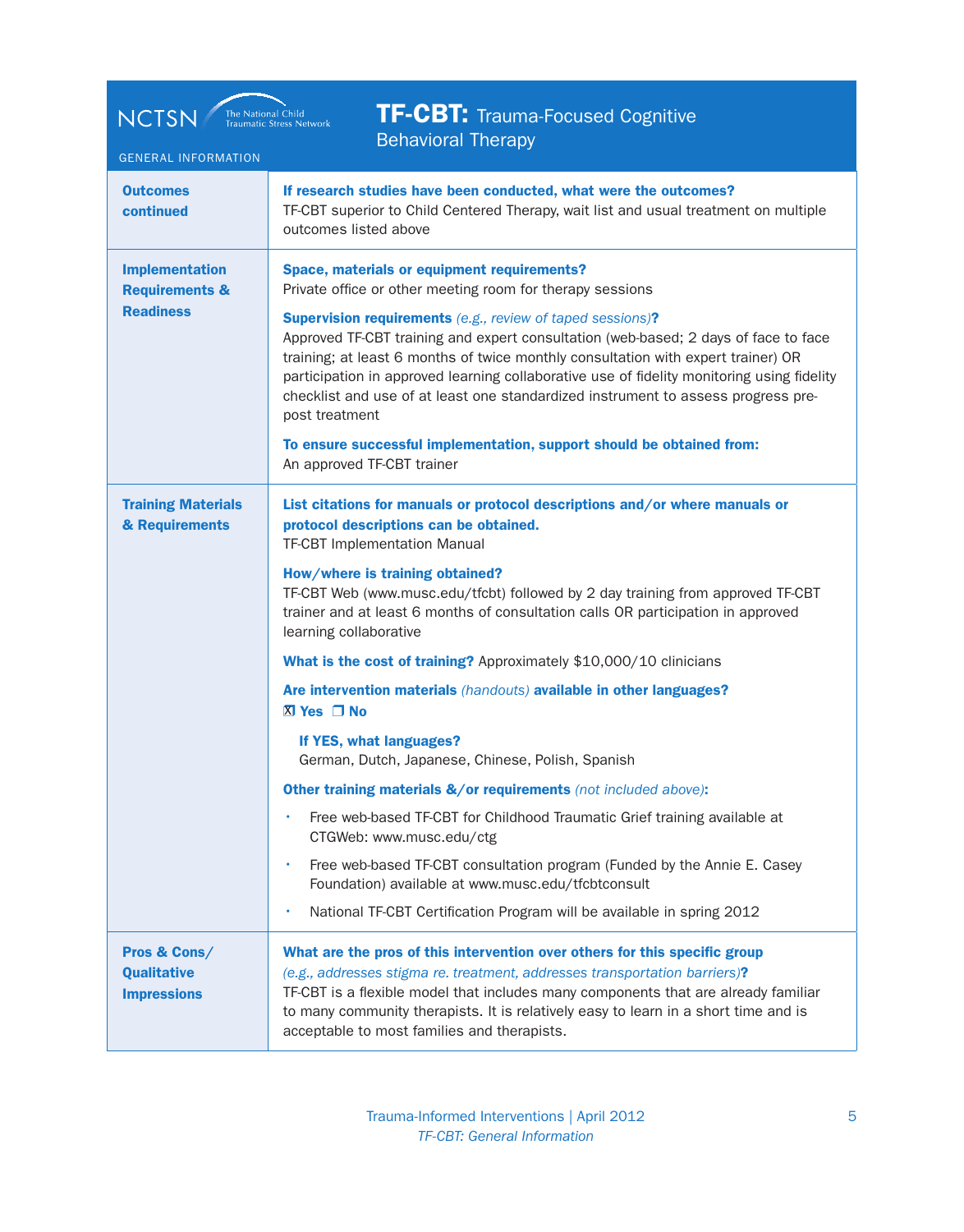**NCTSN** The National Child Traumatic Stress Network

GENERAL INFORMATION

# TF-CBT: Trauma-Focused Cognitive Behavioral Therapy

| | |
|---|---|
| **Outcomes continued** | **If research studies have been conducted, what were the outcomes?**<br>TF-CBT superior to Child Centered Therapy, wait list and usual treatment on multiple outcomes listed above |
| **Implementation Requirements & Readiness** | **Space, materials or equipment requirements?**<br>Private office or other meeting room for therapy sessions<br><br>**Supervision requirements** *(e.g., review of taped sessions)***?**<br>Approved TF-CBT training and expert consultation (web-based; 2 days of face to face training; at least 6 months of twice monthly consultation with expert trainer) OR participation in approved learning collaborative use of fidelity monitoring using fidelity checklist and use of at least one standardized instrument to assess progress pre-post treatment<br><br>**To ensure successful implementation, support should be obtained from:**<br>An approved TF-CBT trainer |
| **Training Materials & Requirements** | **List citations for manuals or protocol descriptions and/or where manuals or protocol descriptions can be obtained.**<br>TF-CBT Implementation Manual<br><br>**How/where is training obtained?**<br>TF-CBT Web (www.musc.edu/tfcbt) followed by 2 day training from approved TF-CBT trainer and at least 6 months of consultation calls OR participation in approved learning collaborative<br><br>**What is the cost of training?** Approximately $10,000/10 clinicians<br><br>**Are intervention materials** *(handouts)* **available in other languages?**<br>☒ **Yes** ☐ **No**<br><br>**If YES, what languages?**<br>German, Dutch, Japanese, Chinese, Polish, Spanish<br><br>**Other training materials &/or requirements** *(not included above)***:**<br>• Free web-based TF-CBT for Childhood Traumatic Grief training available at CTGWeb: www.musc.edu/ctg<br>• Free web-based TF-CBT consultation program (Funded by the Annie E. Casey Foundation) available at www.musc.edu/tfcbtconsult<br>• National TF-CBT Certification Program will be available in spring 2012 |
| **Pros & Cons/ Qualitative Impressions** | **What are the pros of this intervention over others for this specific group** *(e.g., addresses stigma re. treatment, addresses transportation barriers)***?**<br>TF-CBT is a flexible model that includes many components that are already familiar to many community therapists. It is relatively easy to learn in a short time and is acceptable to most families and therapists. |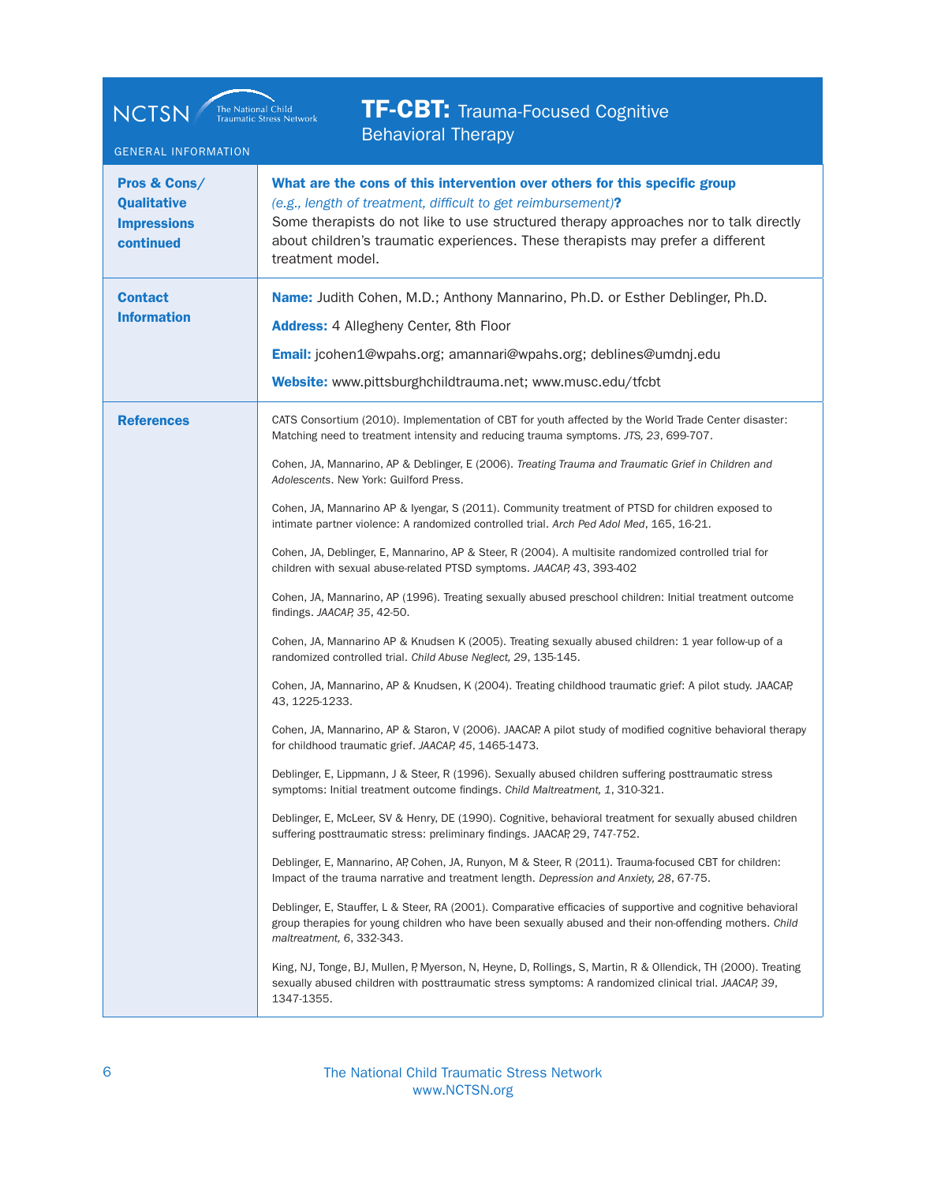# TF-CBT: Trauma-Focused Cognitive Behavioral Therapy

GENERAL INFORMATION

## Pros & Cons/ Qualitative Impressions continued

**What are the cons of this intervention over others for this specific group** *(e.g., length of treatment, difficult to get reimbursement)***?**

Some therapists do not like to use structured therapy approaches nor to talk directly about children's traumatic experiences. These therapists may prefer a different treatment model.

## Contact Information

**Name:** Judith Cohen, M.D.; Anthony Mannarino, Ph.D. or Esther Deblinger, Ph.D.

**Address:** 4 Allegheny Center, 8th Floor

**Email:** jcohen1@wpahs.org; amannari@wpahs.org; deblines@umdnj.edu

**Website:** www.pittsburghchildtrauma.net; www.musc.edu/tfcbt

## References

CATS Consortium (2010). Implementation of CBT for youth affected by the World Trade Center disaster: Matching need to treatment intensity and reducing trauma symptoms. *JTS, 23*, 699-707.

Cohen, JA, Mannarino, AP & Deblinger, E (2006). *Treating Trauma and Traumatic Grief in Children and Adolescents*. New York: Guilford Press.

Cohen, JA, Mannarino AP & Iyengar, S (2011). Community treatment of PTSD for children exposed to intimate partner violence: A randomized controlled trial. *Arch Ped Adol Med*, 165, 16-21.

Cohen, JA, Deblinger, E, Mannarino, AP & Steer, R (2004). A multisite randomized controlled trial for children with sexual abuse-related PTSD symptoms. *JAACAP, 43*, 393-402

Cohen, JA, Mannarino, AP (1996). Treating sexually abused preschool children: Initial treatment outcome findings. *JAACAP, 35*, 42-50.

Cohen, JA, Mannarino AP & Knudsen K (2005). Treating sexually abused children: 1 year follow-up of a randomized controlled trial. *Child Abuse Neglect, 29*, 135-145.

Cohen, JA, Mannarino, AP & Knudsen, K (2004). Treating childhood traumatic grief: A pilot study. JAACAP, 43, 1225-1233.

Cohen, JA, Mannarino, AP & Staron, V (2006). JAACAP. A pilot study of modified cognitive behavioral therapy for childhood traumatic grief. *JAACAP, 45*, 1465-1473.

Deblinger, E, Lippmann, J & Steer, R (1996). Sexually abused children suffering posttraumatic stress symptoms: Initial treatment outcome findings. *Child Maltreatment, 1*, 310-321.

Deblinger, E, McLeer, SV & Henry, DE (1990). Cognitive, behavioral treatment for sexually abused children suffering posttraumatic stress: preliminary findings. JAACAP, 29, 747-752.

Deblinger, E, Mannarino, AP, Cohen, JA, Runyon, M & Steer, R (2011). Trauma-focused CBT for children: Impact of the trauma narrative and treatment length. *Depression and Anxiety, 28*, 67-75.

Deblinger, E, Stauffer, L & Steer, RA (2001). Comparative efficacies of supportive and cognitive behavioral group therapies for young children who have been sexually abused and their non-offending mothers. *Child maltreatment, 6*, 332-343.

King, NJ, Tonge, BJ, Mullen, P, Myerson, N, Heyne, D, Rollings, S, Martin, R & Ollendick, TH (2000). Treating sexually abused children with posttraumatic stress symptoms: A randomized clinical trial. *JAACAP, 39*, 1347-1355.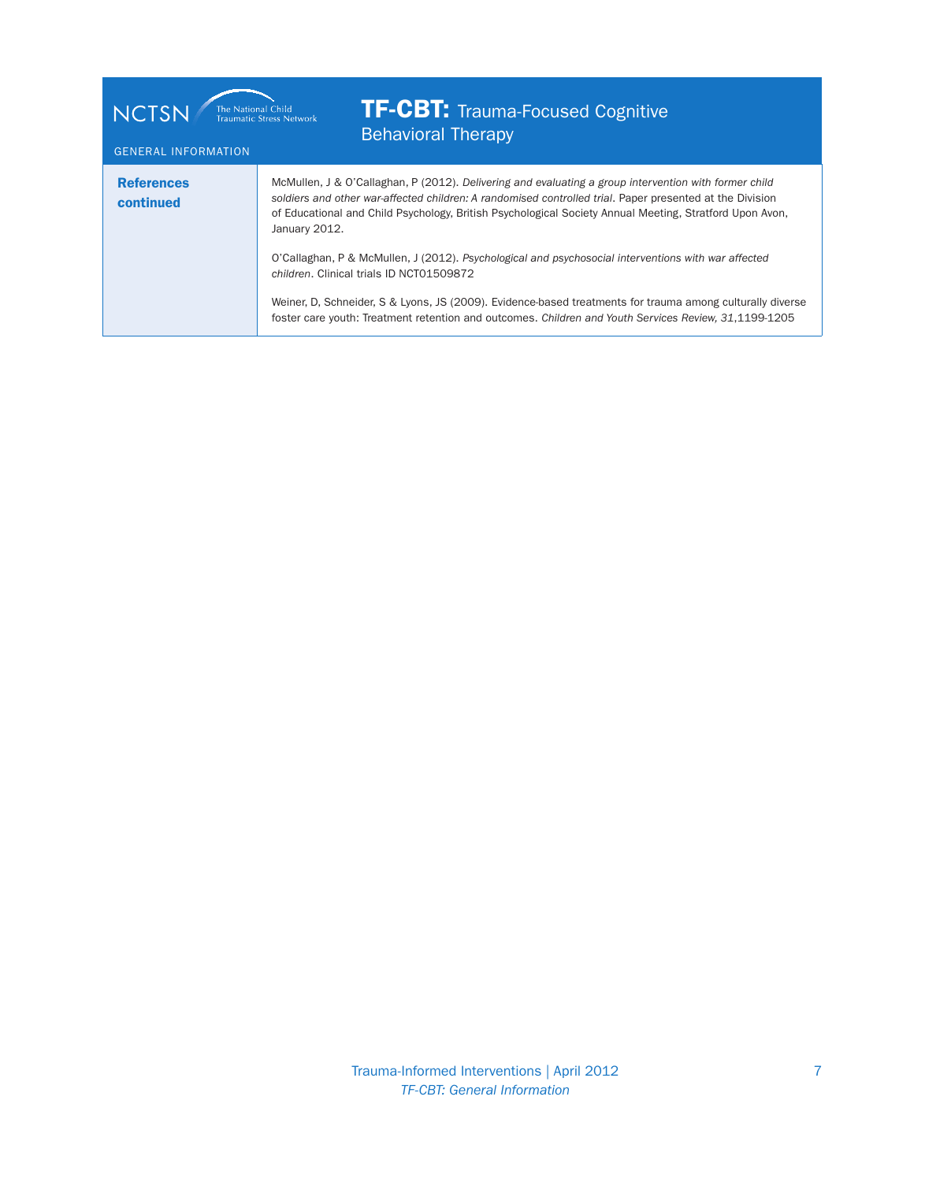**References continued**

McMullen, J & O'Callaghan, P (2012). *Delivering and evaluating a group intervention with former child soldiers and other war-affected children: A randomised controlled trial*. Paper presented at the Division of Educational and Child Psychology, British Psychological Society Annual Meeting, Stratford Upon Avon, January 2012.

O'Callaghan, P & McMullen, J (2012). *Psychological and psychosocial interventions with war affected children*. Clinical trials ID NCT01509872

Weiner, D, Schneider, S & Lyons, JS (2009). Evidence-based treatments for trauma among culturally diverse foster care youth: Treatment retention and outcomes. *Children and Youth Services Review, 31*,1199-1205